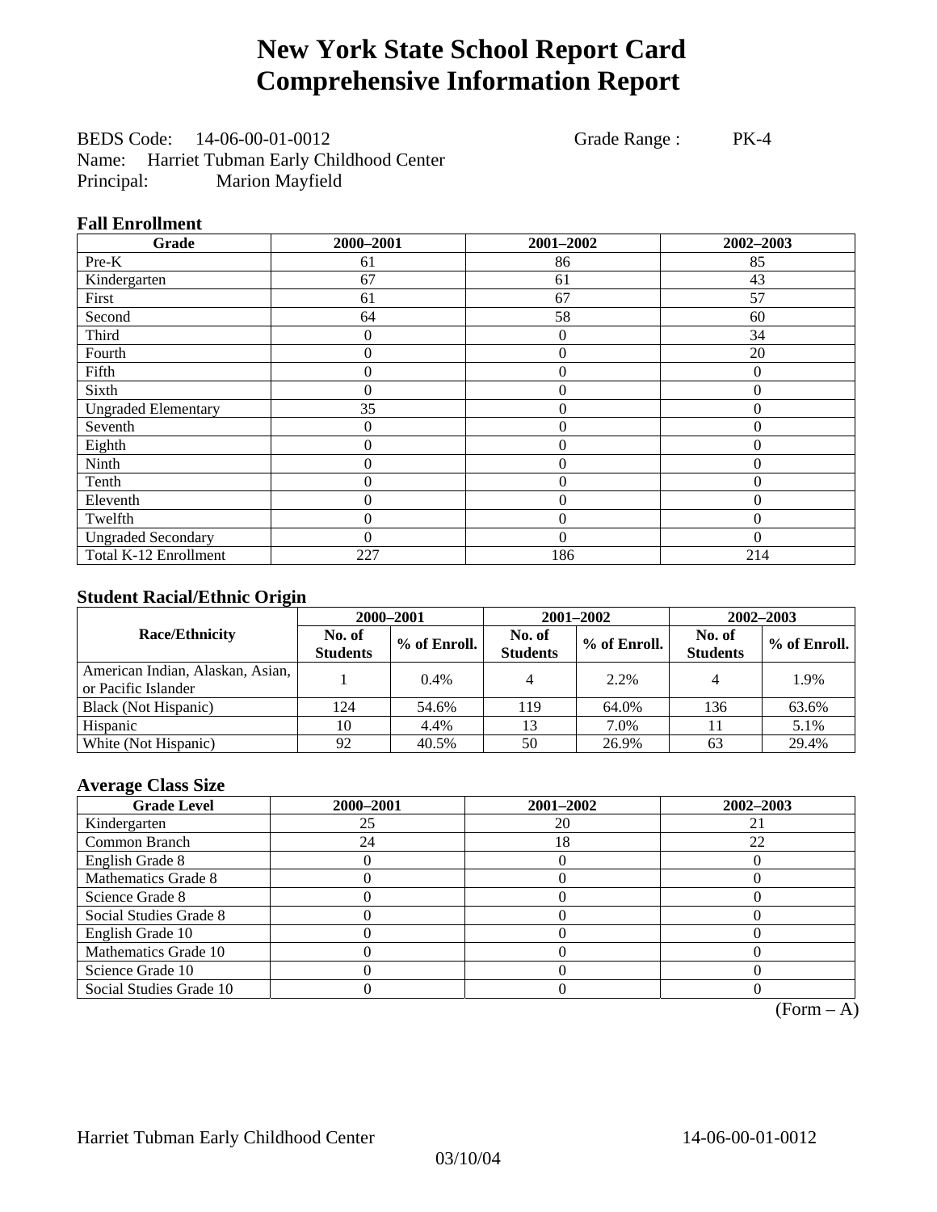# New York State School Report Card
# Comprehensive Information Report

BEDS Code: 14-06-00-01-0012 Grade Range : PK-4
Name: Harriet Tubman Early Childhood Center
Principal: Marion Mayfield

### Fall Enrollment

| Grade | 2000–2001 | 2001–2002 | 2002–2003 |
|---|---|---|---|
| Pre-K | 61 | 86 | 85 |
| Kindergarten | 67 | 61 | 43 |
| First | 61 | 67 | 57 |
| Second | 64 | 58 | 60 |
| Third | 0 | 0 | 34 |
| Fourth | 0 | 0 | 20 |
| Fifth | 0 | 0 | 0 |
| Sixth | 0 | 0 | 0 |
| Ungraded Elementary | 35 | 0 | 0 |
| Seventh | 0 | 0 | 0 |
| Eighth | 0 | 0 | 0 |
| Ninth | 0 | 0 | 0 |
| Tenth | 0 | 0 | 0 |
| Eleventh | 0 | 0 | 0 |
| Twelfth | 0 | 0 | 0 |
| Ungraded Secondary | 0 | 0 | 0 |
| Total K-12 Enrollment | 227 | 186 | 214 |

### Student Racial/Ethnic Origin

| Race/Ethnicity | 2000–2001 | | 2001–2002 | | 2002–2003 | |
|---|---|---|---|---|---|---|
| | No. of Students | % of Enroll. | No. of Students | % of Enroll. | No. of Students | % of Enroll. |
| American Indian, Alaskan, Asian, or Pacific Islander | 1 | 0.4% | 4 | 2.2% | 4 | 1.9% |
| Black (Not Hispanic) | 124 | 54.6% | 119 | 64.0% | 136 | 63.6% |
| Hispanic | 10 | 4.4% | 13 | 7.0% | 11 | 5.1% |
| White (Not Hispanic) | 92 | 40.5% | 50 | 26.9% | 63 | 29.4% |

### Average Class Size

| Grade Level | 2000–2001 | 2001–2002 | 2002–2003 |
|---|---|---|---|
| Kindergarten | 25 | 20 | 21 |
| Common Branch | 24 | 18 | 22 |
| English Grade 8 | 0 | 0 | 0 |
| Mathematics Grade 8 | 0 | 0 | 0 |
| Science Grade 8 | 0 | 0 | 0 |
| Social Studies Grade 8 | 0 | 0 | 0 |
| English Grade 10 | 0 | 0 | 0 |
| Mathematics Grade 10 | 0 | 0 | 0 |
| Science Grade 10 | 0 | 0 | 0 |
| Social Studies Grade 10 | 0 | 0 | 0 |

(Form – A)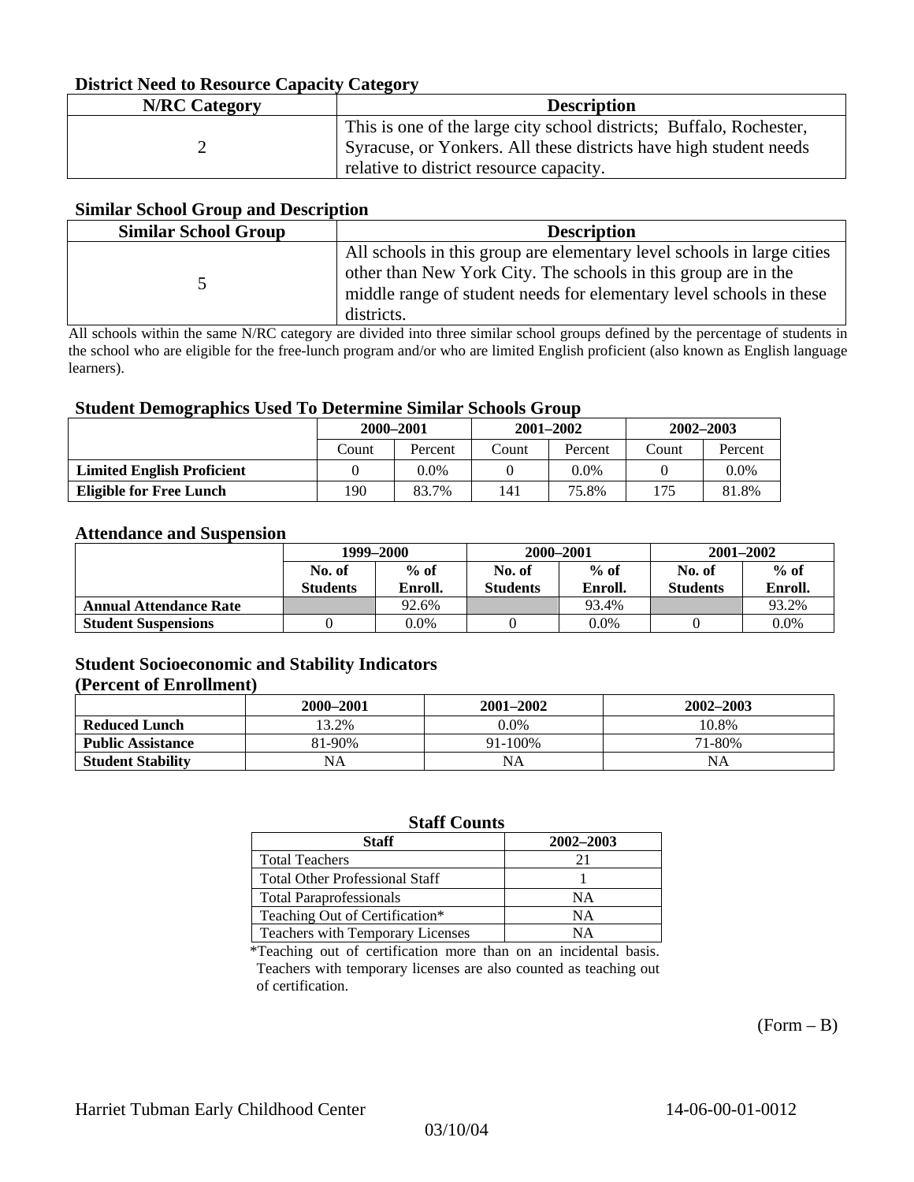## District Need to Resource Capacity Category

| N/RC Category | Description |
|---|---|
| 2 | This is one of the large city school districts; Buffalo, Rochester, Syracuse, or Yonkers. All these districts have high student needs relative to district resource capacity. |

## Similar School Group and Description

| Similar School Group | Description |
|---|---|
| 5 | All schools in this group are elementary level schools in large cities other than New York City. The schools in this group are in the middle range of student needs for elementary level schools in these districts. |

All schools within the same N/RC category are divided into three similar school groups defined by the percentage of students in the school who are eligible for the free-lunch program and/or who are limited English proficient (also known as English language learners).

## Student Demographics Used To Determine Similar Schools Group

| | 2000–2001 | | 2001–2002 | | 2002–2003 | |
|---|---|---|---|---|---|---|
| | Count | Percent | Count | Percent | Count | Percent |
| **Limited English Proficient** | 0 | 0.0% | 0 | 0.0% | 0 | 0.0% |
| **Eligible for Free Lunch** | 190 | 83.7% | 141 | 75.8% | 175 | 81.8% |

## Attendance and Suspension

| | 1999–2000 | | 2000–2001 | | 2001–2002 | |
|---|---|---|---|---|---|---|
| | No. of Students | % of Enroll. | No. of Students | % of Enroll. | No. of Students | % of Enroll. |
| **Annual Attendance Rate** | | 92.6% | | 93.4% | | 93.2% |
| **Student Suspensions** | 0 | 0.0% | 0 | 0.0% | 0 | 0.0% |

## Student Socioeconomic and Stability Indicators
## (Percent of Enrollment)

| | 2000–2001 | 2001–2002 | 2002–2003 |
|---|---|---|---|
| **Reduced Lunch** | 13.2% | 0.0% | 10.8% |
| **Public Assistance** | 81-90% | 91-100% | 71-80% |
| **Student Stability** | NA | NA | NA |

## Staff Counts

| Staff | 2002–2003 |
|---|---|
| Total Teachers | 21 |
| Total Other Professional Staff | 1 |
| Total Paraprofessionals | NA |
| Teaching Out of Certification* | NA |
| Teachers with Temporary Licenses | NA |

*Teaching out of certification more than on an incidental basis. Teachers with temporary licenses are also counted as teaching out of certification.

(Form – B)

Harriet Tubman Early Childhood Center 14-06-00-01-0012

03/10/04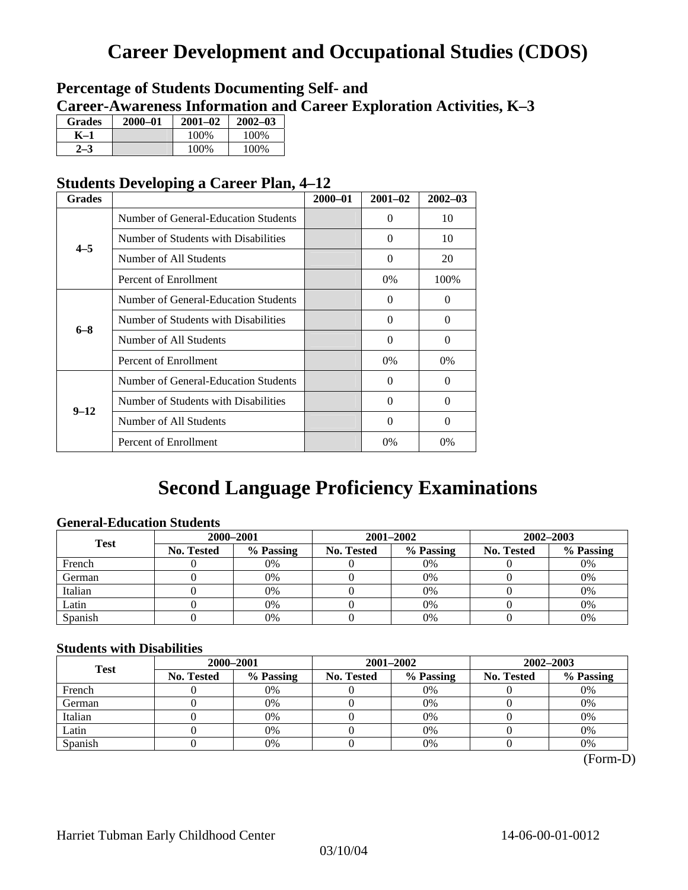# Career Development and Occupational Studies (CDOS)

## Percentage of Students Documenting Self- and Career-Awareness Information and Career Exploration Activities, K–3

| Grades | 2000–01 | 2001–02 | 2002–03 |
|---|---|---|---|
| K–1 | | 100% | 100% |
| 2–3 | | 100% | 100% |

## Students Developing a Career Plan, 4–12

| Grades | | 2000–01 | 2001–02 | 2002–03 |
|---|---|---|---|---|
| 4–5 | Number of General-Education Students | | 0 | 10 |
| | Number of Students with Disabilities | | 0 | 10 |
| | Number of All Students | | 0 | 20 |
| | Percent of Enrollment | | 0% | 100% |
| 6–8 | Number of General-Education Students | | 0 | 0 |
| | Number of Students with Disabilities | | 0 | 0 |
| | Number of All Students | | 0 | 0 |
| | Percent of Enrollment | | 0% | 0% |
| 9–12 | Number of General-Education Students | | 0 | 0 |
| | Number of Students with Disabilities | | 0 | 0 |
| | Number of All Students | | 0 | 0 |
| | Percent of Enrollment | | 0% | 0% |

# Second Language Proficiency Examinations

### General-Education Students

| Test | 2000–2001 | | 2001–2002 | | 2002–2003 | |
|---|---|---|---|---|---|---|
| | No. Tested | % Passing | No. Tested | % Passing | No. Tested | % Passing |
| French | 0 | 0% | 0 | 0% | 0 | 0% |
| German | 0 | 0% | 0 | 0% | 0 | 0% |
| Italian | 0 | 0% | 0 | 0% | 0 | 0% |
| Latin | 0 | 0% | 0 | 0% | 0 | 0% |
| Spanish | 0 | 0% | 0 | 0% | 0 | 0% |

### Students with Disabilities

| Test | 2000–2001 | | 2001–2002 | | 2002–2003 | |
|---|---|---|---|---|---|---|
| | No. Tested | % Passing | No. Tested | % Passing | No. Tested | % Passing |
| French | 0 | 0% | 0 | 0% | 0 | 0% |
| German | 0 | 0% | 0 | 0% | 0 | 0% |
| Italian | 0 | 0% | 0 | 0% | 0 | 0% |
| Latin | 0 | 0% | 0 | 0% | 0 | 0% |
| Spanish | 0 | 0% | 0 | 0% | 0 | 0% |

(Form-D)